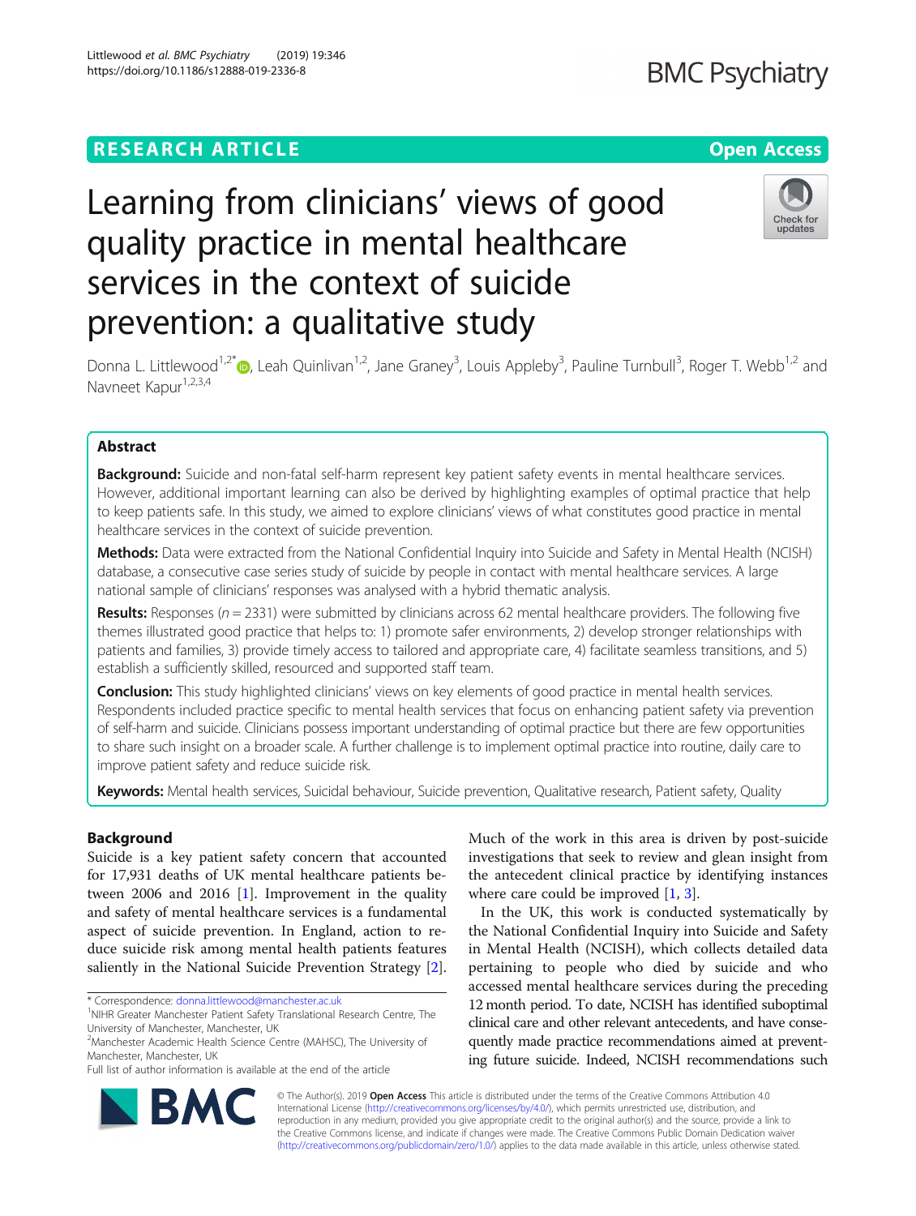RESEARCH ARTICLE

Open Access

# Learning from clinicians' views of good quality practice in mental healthcare services in the context of suicide prevention: a qualitative study

Donna L. Littlewood[1,2*], Leah Quinlivan[1,2], Jane Graney[3], Louis Appleby[3], Pauline Turnbull[3], Roger T. Webb[1,2] and Navneet Kapur[1,2,3,4]

## Abstract

**Background:** Suicide and non-fatal self-harm represent key patient safety events in mental healthcare services. However, additional important learning can also be derived by highlighting examples of optimal practice that help to keep patients safe. In this study, we aimed to explore clinicians' views of what constitutes good practice in mental healthcare services in the context of suicide prevention.

**Methods:** Data were extracted from the National Confidential Inquiry into Suicide and Safety in Mental Health (NCISH) database, a consecutive case series study of suicide by people in contact with mental healthcare services. A large national sample of clinicians' responses was analysed with a hybrid thematic analysis.

**Results:** Responses ($n = 2331$) were submitted by clinicians across 62 mental healthcare providers. The following five themes illustrated good practice that helps to: 1) promote safer environments, 2) develop stronger relationships with patients and families, 3) provide timely access to tailored and appropriate care, 4) facilitate seamless transitions, and 5) establish a sufficiently skilled, resourced and supported staff team.

**Conclusion:** This study highlighted clinicians' views on key elements of good practice in mental health services. Respondents included practice specific to mental health services that focus on enhancing patient safety via prevention of self-harm and suicide. Clinicians possess important understanding of optimal practice but there are few opportunities to share such insight on a broader scale. A further challenge is to implement optimal practice into routine, daily care to improve patient safety and reduce suicide risk.

**Keywords:** Mental health services, Suicidal behaviour, Suicide prevention, Qualitative research, Patient safety, Quality

## Background

Suicide is a key patient safety concern that accounted for 17,931 deaths of UK mental healthcare patients between 2006 and 2016 [1]. Improvement in the quality and safety of mental healthcare services is a fundamental aspect of suicide prevention. In England, action to reduce suicide risk among mental health patients features saliently in the National Suicide Prevention Strategy [2]. Much of the work in this area is driven by post-suicide investigations that seek to review and glean insight from the antecedent clinical practice by identifying instances where care could be improved [1, 3].

In the UK, this work is conducted systematically by the National Confidential Inquiry into Suicide and Safety in Mental Health (NCISH), which collects detailed data pertaining to people who died by suicide and who accessed mental healthcare services during the preceding 12 month period. To date, NCISH has identified suboptimal clinical care and other relevant antecedents, and have consequently made practice recommendations aimed at preventing future suicide. Indeed, NCISH recommendations such

* Correspondence: donna.littlewood@manchester.ac.uk
[1]NIHR Greater Manchester Patient Safety Translational Research Centre, The University of Manchester, Manchester, UK
[2]Manchester Academic Health Science Centre (MAHSC), The University of Manchester, Manchester, UK
Full list of author information is available at the end of the article

© The Author(s). 2019 **Open Access** This article is distributed under the terms of the Creative Commons Attribution 4.0 International License (http://creativecommons.org/licenses/by/4.0/), which permits unrestricted use, distribution, and reproduction in any medium, provided you give appropriate credit to the original author(s) and the source, provide a link to the Creative Commons license, and indicate if changes were made. The Creative Commons Public Domain Dedication waiver (http://creativecommons.org/publicdomain/zero/1.0/) applies to the data made available in this article, unless otherwise stated.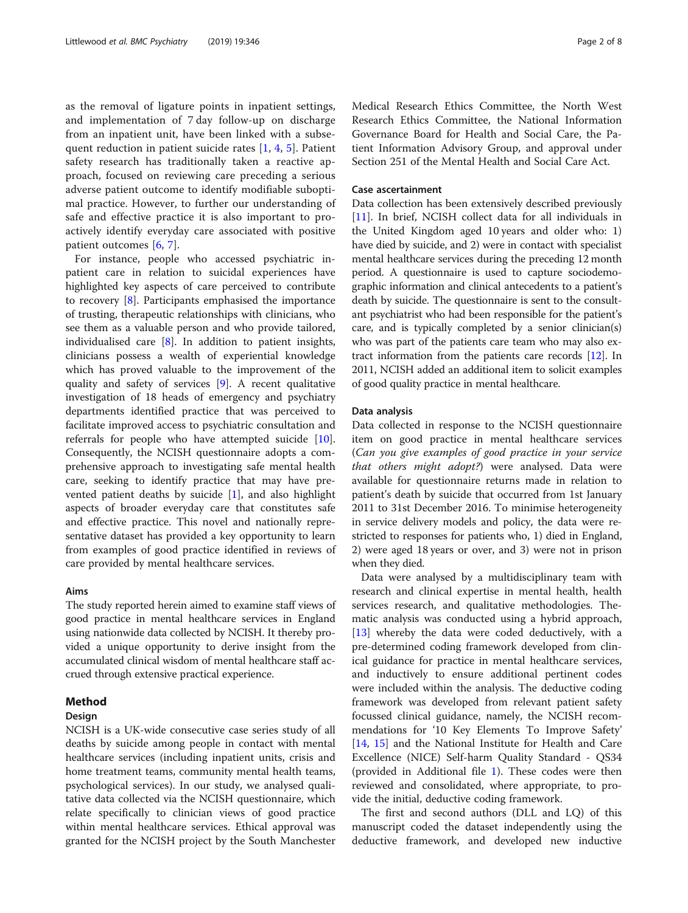as the removal of ligature points in inpatient settings, and implementation of 7 day follow-up on discharge from an inpatient unit, have been linked with a subsequent reduction in patient suicide rates [1, 4, 5]. Patient safety research has traditionally taken a reactive approach, focused on reviewing care preceding a serious adverse patient outcome to identify modifiable suboptimal practice. However, to further our understanding of safe and effective practice it is also important to proactively identify everyday care associated with positive patient outcomes [6, 7].

For instance, people who accessed psychiatric inpatient care in relation to suicidal experiences have highlighted key aspects of care perceived to contribute to recovery [8]. Participants emphasised the importance of trusting, therapeutic relationships with clinicians, who see them as a valuable person and who provide tailored, individualised care [8]. In addition to patient insights, clinicians possess a wealth of experiential knowledge which has proved valuable to the improvement of the quality and safety of services [9]. A recent qualitative investigation of 18 heads of emergency and psychiatry departments identified practice that was perceived to facilitate improved access to psychiatric consultation and referrals for people who have attempted suicide [10]. Consequently, the NCISH questionnaire adopts a comprehensive approach to investigating safe mental health care, seeking to identify practice that may have prevented patient deaths by suicide [1], and also highlight aspects of broader everyday care that constitutes safe and effective practice. This novel and nationally representative dataset has provided a key opportunity to learn from examples of good practice identified in reviews of care provided by mental healthcare services.

### Aims

The study reported herein aimed to examine staff views of good practice in mental healthcare services in England using nationwide data collected by NCISH. It thereby provided a unique opportunity to derive insight from the accumulated clinical wisdom of mental healthcare staff accrued through extensive practical experience.

## Method

### Design

NCISH is a UK-wide consecutive case series study of all deaths by suicide among people in contact with mental healthcare services (including inpatient units, crisis and home treatment teams, community mental health teams, psychological services). In our study, we analysed qualitative data collected via the NCISH questionnaire, which relate specifically to clinician views of good practice within mental healthcare services. Ethical approval was granted for the NCISH project by the South Manchester Medical Research Ethics Committee, the North West Research Ethics Committee, the National Information Governance Board for Health and Social Care, the Patient Information Advisory Group, and approval under Section 251 of the Mental Health and Social Care Act.

### Case ascertainment

Data collection has been extensively described previously [11]. In brief, NCISH collect data for all individuals in the United Kingdom aged 10 years and older who: 1) have died by suicide, and 2) were in contact with specialist mental healthcare services during the preceding 12 month period. A questionnaire is used to capture sociodemographic information and clinical antecedents to a patient's death by suicide. The questionnaire is sent to the consultant psychiatrist who had been responsible for the patient's care, and is typically completed by a senior clinician(s) who was part of the patients care team who may also extract information from the patients care records [12]. In 2011, NCISH added an additional item to solicit examples of good quality practice in mental healthcare.

### Data analysis

Data collected in response to the NCISH questionnaire item on good practice in mental healthcare services (*Can you give examples of good practice in your service that others might adopt?*) were analysed. Data were available for questionnaire returns made in relation to patient's death by suicide that occurred from 1st January 2011 to 31st December 2016. To minimise heterogeneity in service delivery models and policy, the data were restricted to responses for patients who, 1) died in England, 2) were aged 18 years or over, and 3) were not in prison when they died.

Data were analysed by a multidisciplinary team with research and clinical expertise in mental health, health services research, and qualitative methodologies. Thematic analysis was conducted using a hybrid approach, [13] whereby the data were coded deductively, with a pre-determined coding framework developed from clinical guidance for practice in mental healthcare services, and inductively to ensure additional pertinent codes were included within the analysis. The deductive coding framework was developed from relevant patient safety focussed clinical guidance, namely, the NCISH recommendations for '10 Key Elements To Improve Safety' [14, 15] and the National Institute for Health and Care Excellence (NICE) Self-harm Quality Standard - QS34 (provided in Additional file 1). These codes were then reviewed and consolidated, where appropriate, to provide the initial, deductive coding framework.

The first and second authors (DLL and LQ) of this manuscript coded the dataset independently using the deductive framework, and developed new inductive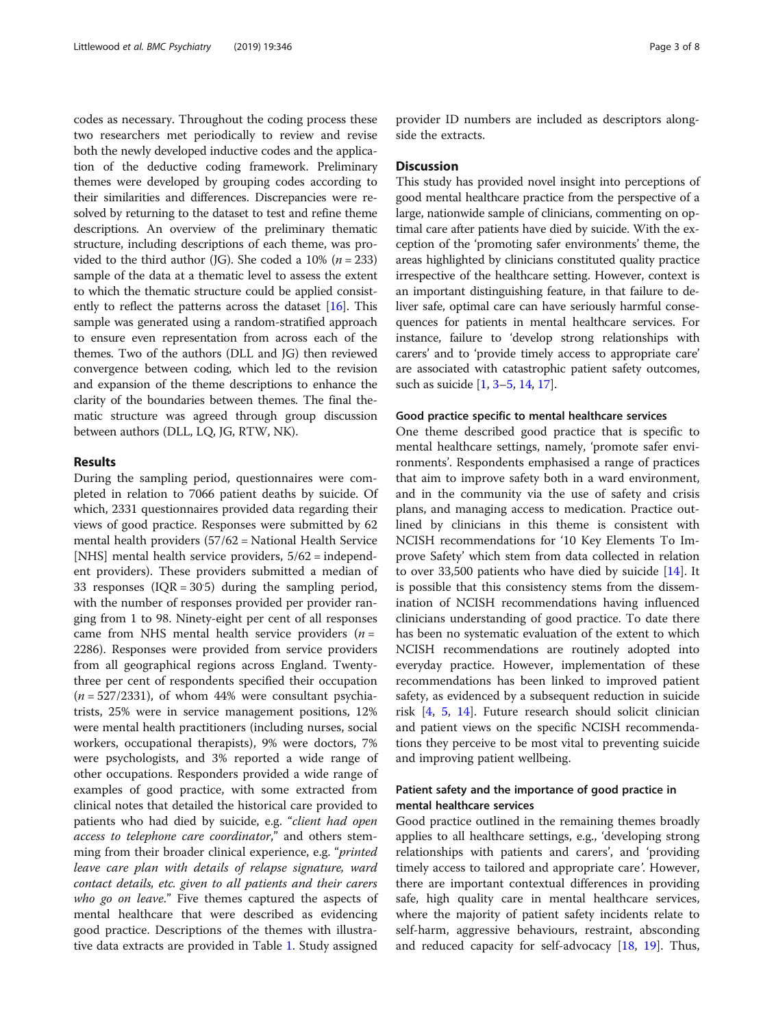codes as necessary. Throughout the coding process these two researchers met periodically to review and revise both the newly developed inductive codes and the application of the deductive coding framework. Preliminary themes were developed by grouping codes according to their similarities and differences. Discrepancies were resolved by returning to the dataset to test and refine theme descriptions. An overview of the preliminary thematic structure, including descriptions of each theme, was provided to the third author (JG). She coded a 10% ($n = 233$) sample of the data at a thematic level to assess the extent to which the thematic structure could be applied consistently to reflect the patterns across the dataset [16]. This sample was generated using a random-stratified approach to ensure even representation from across each of the themes. Two of the authors (DLL and JG) then reviewed convergence between coding, which led to the revision and expansion of the theme descriptions to enhance the clarity of the boundaries between themes. The final thematic structure was agreed through group discussion between authors (DLL, LQ, JG, RTW, NK).

## Results

During the sampling period, questionnaires were completed in relation to 7066 patient deaths by suicide. Of which, 2331 questionnaires provided data regarding their views of good practice. Responses were submitted by 62 mental health providers (57/62 = National Health Service [NHS] mental health service providers, 5/62 = independent providers). These providers submitted a median of 33 responses (IQR = 30·5) during the sampling period, with the number of responses provided per provider ranging from 1 to 98. Ninety-eight per cent of all responses came from NHS mental health service providers ($n = 2286$). Responses were provided from service providers from all geographical regions across England. Twenty-three per cent of respondents specified their occupation ($n = 527/2331$), of whom 44% were consultant psychiatrists, 25% were in service management positions, 12% were mental health practitioners (including nurses, social workers, occupational therapists), 9% were doctors, 7% were psychologists, and 3% reported a wide range of other occupations. Responders provided a wide range of examples of good practice, with some extracted from clinical notes that detailed the historical care provided to patients who had died by suicide, e.g. "*client had open access to telephone care coordinator*," and others stemming from their broader clinical experience, e.g. "*printed leave care plan with details of relapse signature, ward contact details, etc. given to all patients and their carers who go on leave*." Five themes captured the aspects of mental healthcare that were described as evidencing good practice. Descriptions of the themes with illustrative data extracts are provided in Table 1. Study assigned provider ID numbers are included as descriptors alongside the extracts.

## Discussion

This study has provided novel insight into perceptions of good mental healthcare practice from the perspective of a large, nationwide sample of clinicians, commenting on optimal care after patients have died by suicide. With the exception of the 'promoting safer environments' theme, the areas highlighted by clinicians constituted quality practice irrespective of the healthcare setting. However, context is an important distinguishing feature, in that failure to deliver safe, optimal care can have seriously harmful consequences for patients in mental healthcare services. For instance, failure to 'develop strong relationships with carers' and to 'provide timely access to appropriate care' are associated with catastrophic patient safety outcomes, such as suicide [1, 3–5, 14, 17].

### Good practice specific to mental healthcare services

One theme described good practice that is specific to mental healthcare settings, namely, 'promote safer environments'. Respondents emphasised a range of practices that aim to improve safety both in a ward environment, and in the community via the use of safety and crisis plans, and managing access to medication. Practice outlined by clinicians in this theme is consistent with NCISH recommendations for '10 Key Elements To Improve Safety' which stem from data collected in relation to over 33,500 patients who have died by suicide [14]. It is possible that this consistency stems from the dissemination of NCISH recommendations having influenced clinicians understanding of good practice. To date there has been no systematic evaluation of the extent to which NCISH recommendations are routinely adopted into everyday practice. However, implementation of these recommendations has been linked to improved patient safety, as evidenced by a subsequent reduction in suicide risk [4, 5, 14]. Future research should solicit clinician and patient views on the specific NCISH recommendations they perceive to be most vital to preventing suicide and improving patient wellbeing.

### Patient safety and the importance of good practice in mental healthcare services

Good practice outlined in the remaining themes broadly applies to all healthcare settings, e.g., 'developing strong relationships with patients and carers', and 'providing timely access to tailored and appropriate care'. However, there are important contextual differences in providing safe, high quality care in mental healthcare services, where the majority of patient safety incidents relate to self-harm, aggressive behaviours, restraint, absconding and reduced capacity for self-advocacy [18, 19]. Thus,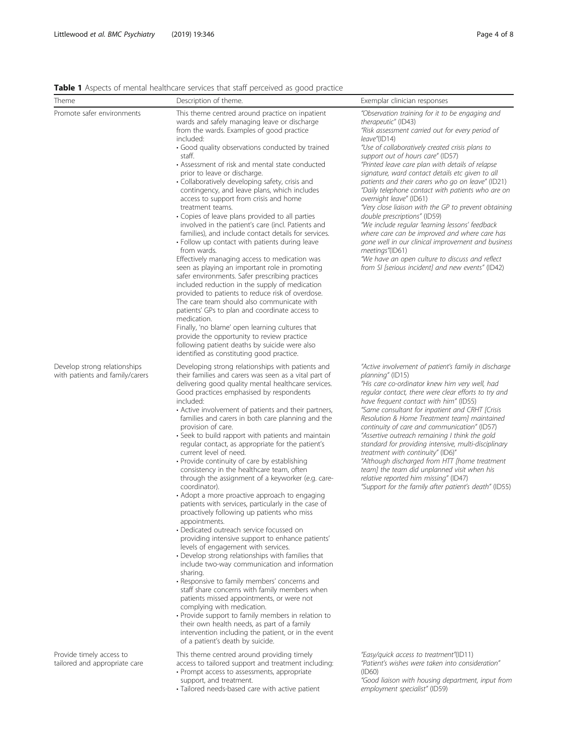**Table 1** Aspects of mental healthcare services that staff perceived as good practice

| Theme | Description of theme. | Exemplar clinician responses |
| --- | --- | --- |
| Promote safer environments | This theme centred around practice on inpatient wards and safely managing leave or discharge from the wards. Examples of good practice included:<br>• Good quality observations conducted by trained staff.<br>• Assessment of risk and mental state conducted prior to leave or discharge.<br>• Collaboratively developing safety, crisis and contingency, and leave plans, which includes access to support from crisis and home treatment teams.<br>• Copies of leave plans provided to all parties involved in the patient's care (incl. Patients and families), and include contact details for services.<br>• Follow up contact with patients during leave from wards.<br>Effectively managing access to medication was seen as playing an important role in promoting safer environments. Safer prescribing practices included reduction in the supply of medication provided to patients to reduce risk of overdose. The care team should also communicate with patients' GPs to plan and coordinate access to medication.<br>Finally, 'no blame' open learning cultures that provide the opportunity to review practice following patient deaths by suicide were also identified as constituting good practice. | *"Observation training for it to be engaging and therapeutic"* (ID43)<br>*"Risk assessment carried out for every period of leave"*(ID14)<br>*"Use of collaboratively created crisis plans to support out of hours care"* (ID57)<br>*"Printed leave care plan with details of relapse signature, ward contact details etc given to all patients and their carers who go on leave"* (ID21)<br>*"Daily telephone contact with patients who are on overnight leave"* (ID61)<br>*"Very close liaison with the GP to prevent obtaining double prescriptions"* (ID59)<br>*"We include regular 'learning lessons' feedback where care can be improved and where care has gone well in our clinical improvement and business meetings"*(ID61)<br>*"We have an open culture to discuss and reflect from SI [serious incident] and new events"* (ID42) |
| Develop strong relationships with patients and family/carers | Developing strong relationships with patients and their families and carers was seen as a vital part of delivering good quality mental healthcare services. Good practices emphasised by respondents included:<br>• Active involvement of patients and their partners, families and carers in both care planning and the provision of care.<br>• Seek to build rapport with patients and maintain regular contact, as appropriate for the patient's current level of need.<br>• Provide continuity of care by establishing consistency in the healthcare team, often through the assignment of a keyworker (e.g. care-coordinator).<br>• Adopt a more proactive approach to engaging patients with services, particularly in the case of proactively following up patients who miss appointments.<br>• Dedicated outreach service focussed on providing intensive support to enhance patients' levels of engagement with services.<br>• Develop strong relationships with families that include two-way communication and information sharing.<br>• Responsive to family members' concerns and staff share concerns with family members when patients missed appointments, or were not complying with medication.<br>• Provide support to family members in relation to their own health needs, as part of a family intervention including the patient, or in the event of a patient's death by suicide. | *"Active involvement of patient's family in discharge planning"* (ID15)<br>*"His care co-ordinator knew him very well, had regular contact, there were clear efforts to try and have frequent contact with him"* (ID55)<br>*"Same consultant for inpatient and CRHT [Crisis Resolution & Home Treatment team] maintained continuity of care and communication"* (ID57)<br>*"Assertive outreach remaining I think the gold standard for providing intensive, multi-disciplinary treatment with continuity"* (ID6)"<br>*"Although discharged from HTT [home treatment team] the team did unplanned visit when his relative reported him missing"* (ID47)<br>*"Support for the family after patient's death"* (ID55) |
| Provide timely access to tailored and appropriate care | This theme centred around providing timely access to tailored support and treatment including:<br>• Prompt access to assessments, appropriate support, and treatment.<br>• Tailored needs-based care with active patient | *"Easy/quick access to treatment"*(ID11)<br>*"Patient's wishes were taken into consideration"* (ID60)<br>*"Good liaison with housing department, input from employment specialist"* (ID59) |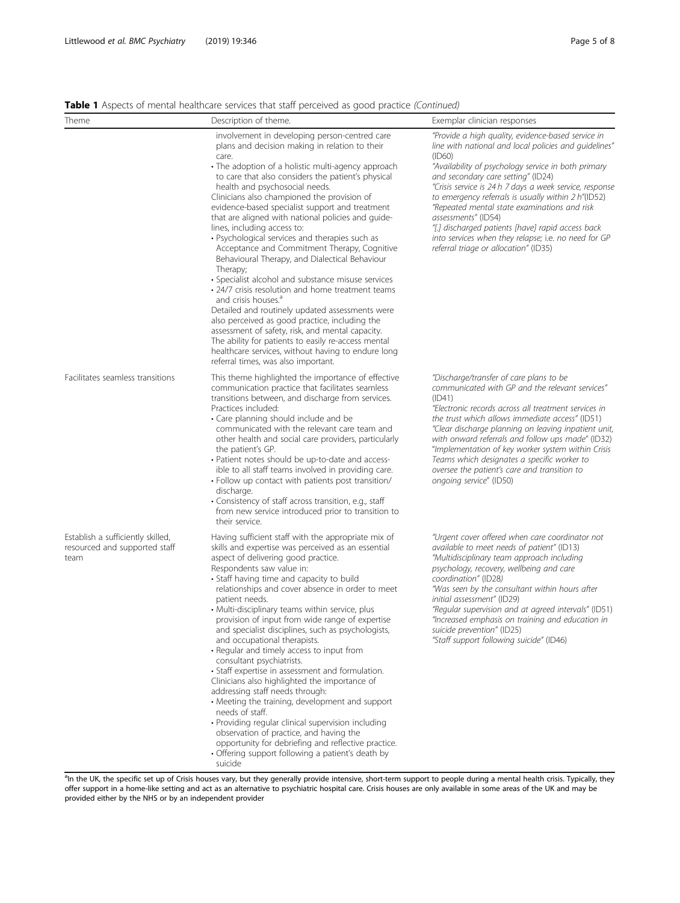**Table 1** Aspects of mental healthcare services that staff perceived as good practice *(Continued)*

| Theme | Description of theme. | Exemplar clinician responses |
| --- | --- | --- |
| | involvement in developing person-centred care plans and decision making in relation to their care.<br>• The adoption of a holistic multi-agency approach to care that also considers the patient's physical health and psychosocial needs.<br>Clinicians also championed the provision of evidence-based specialist support and treatment that are aligned with national policies and guidelines, including access to:<br>• Psychological services and therapies such as Acceptance and Commitment Therapy, Cognitive Behavioural Therapy, and Dialectical Behaviour Therapy;<br>• Specialist alcohol and substance misuse services<br>• 24/7 crisis resolution and home treatment teams and crisis houses.[a]<br>Detailed and routinely updated assessments were also perceived as good practice, including the assessment of safety, risk, and mental capacity.<br>The ability for patients to easily re-access mental healthcare services, without having to endure long referral times, was also important. | *"Provide a high quality, evidence-based service in line with national and local policies and guidelines"* (ID60)<br>*"Availability of psychology service in both primary and secondary care setting"* (ID24)<br>*"Crisis service is 24 h 7 days a week service, response to emergency referrals is usually within 2 h"*(ID52)<br>*"Repeated mental state examinations and risk assessments"* (ID54)<br>*"[.] discharged patients [have] rapid access back into services when they relapse; i.e. no need for GP referral triage or allocation"* (ID35) |
| Facilitates seamless transitions | This theme highlighted the importance of effective communication practice that facilitates seamless transitions between, and discharge from services.<br>Practices included:<br>• Care planning should include and be communicated with the relevant care team and other health and social care providers, particularly the patient's GP.<br>• Patient notes should be up-to-date and accessible to all staff teams involved in providing care.<br>• Follow up contact with patients post transition/discharge.<br>• Consistency of staff across transition, e.g., staff from new service introduced prior to transition to their service. | *"Discharge/transfer of care plans to be communicated with GP and the relevant services"* (ID41)<br>*"Electronic records across all treatment services in the trust which allows immediate access"* (ID51)<br>*"Clear discharge planning on leaving inpatient unit, with onward referrals and follow ups made"* (ID32)<br>*"Implementation of key worker system within Crisis Teams which designates a specific worker to oversee the patient's care and transition to ongoing service"* (ID50) |
| Establish a sufficiently skilled, resourced and supported staff team | Having sufficient staff with the appropriate mix of skills and expertise was perceived as an essential aspect of delivering good practice.<br>Respondents saw value in:<br>• Staff having time and capacity to build relationships and cover absence in order to meet patient needs.<br>• Multi-disciplinary teams within service, plus provision of input from wide range of expertise and specialist disciplines, such as psychologists, and occupational therapists.<br>• Regular and timely access to input from consultant psychiatrists.<br>• Staff expertise in assessment and formulation.<br>Clinicians also highlighted the importance of addressing staff needs through:<br>• Meeting the training, development and support needs of staff.<br>• Providing regular clinical supervision including observation of practice, and having the opportunity for debriefing and reflective practice.<br>• Offering support following a patient's death by suicide | *"Urgent cover offered when care coordinator not available to meet needs of patient"* (ID13)<br>*"Multidisciplinary team approach including psychology, recovery, wellbeing and care coordination"* (ID28)<br>*"Was seen by the consultant within hours after initial assessment"* (ID29)<br>*"Regular supervision and at agreed intervals"* (ID51)<br>*"Increased emphasis on training and education in suicide prevention"* (ID25)<br>*"Staff support following suicide"* (ID46) |

[a]In the UK, the specific set up of Crisis houses vary, but they generally provide intensive, short-term support to people during a mental health crisis. Typically, they offer support in a home-like setting and act as an alternative to psychiatric hospital care. Crisis houses are only available in some areas of the UK and may be provided either by the NHS or by an independent provider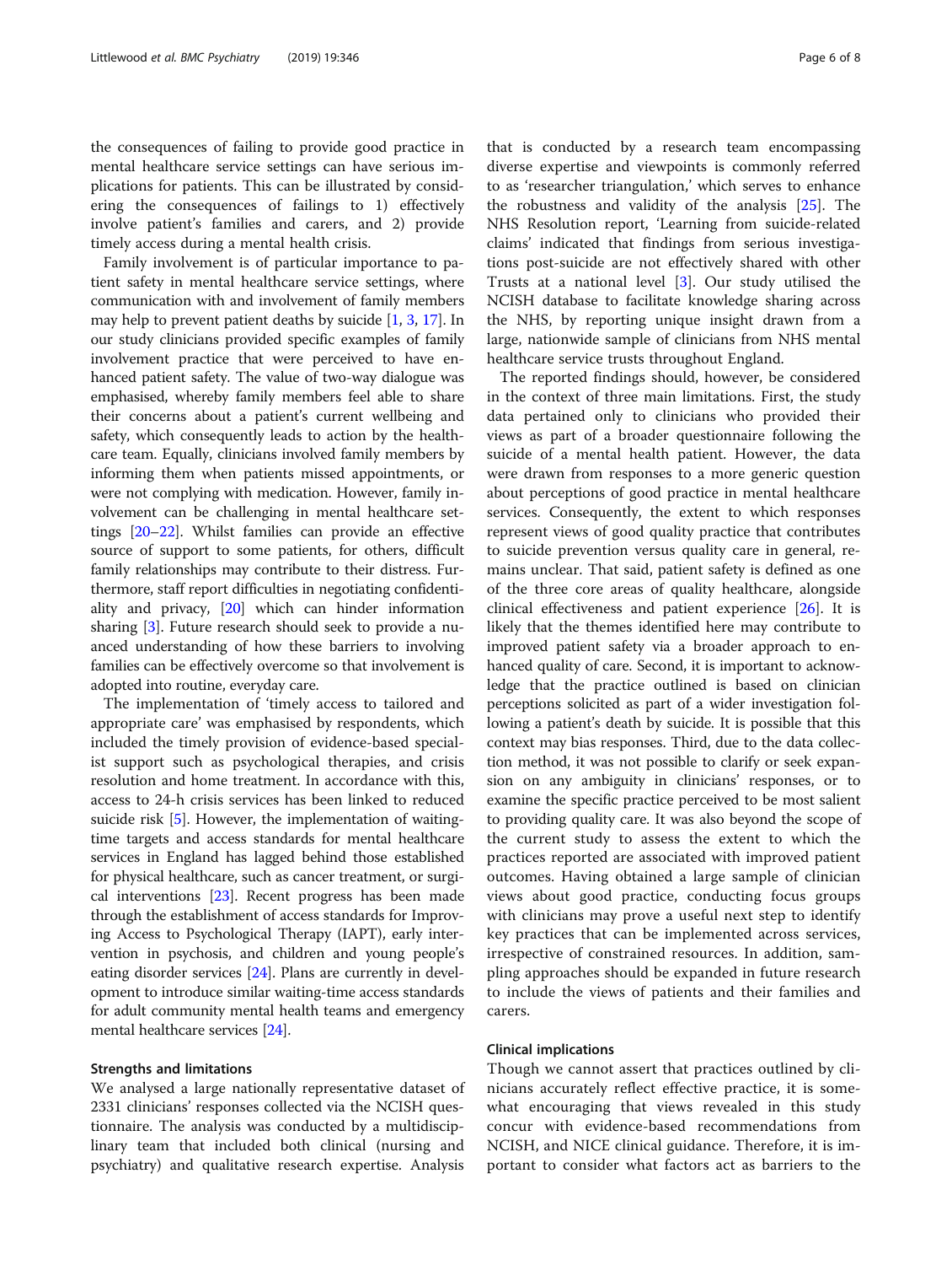the consequences of failing to provide good practice in mental healthcare service settings can have serious implications for patients. This can be illustrated by considering the consequences of failings to 1) effectively involve patient's families and carers, and 2) provide timely access during a mental health crisis.

Family involvement is of particular importance to patient safety in mental healthcare service settings, where communication with and involvement of family members may help to prevent patient deaths by suicide [1, 3, 17]. In our study clinicians provided specific examples of family involvement practice that were perceived to have enhanced patient safety. The value of two-way dialogue was emphasised, whereby family members feel able to share their concerns about a patient's current wellbeing and safety, which consequently leads to action by the healthcare team. Equally, clinicians involved family members by informing them when patients missed appointments, or were not complying with medication. However, family involvement can be challenging in mental healthcare settings [20–22]. Whilst families can provide an effective source of support to some patients, for others, difficult family relationships may contribute to their distress. Furthermore, staff report difficulties in negotiating confidentiality and privacy, [20] which can hinder information sharing [3]. Future research should seek to provide a nuanced understanding of how these barriers to involving families can be effectively overcome so that involvement is adopted into routine, everyday care.

The implementation of 'timely access to tailored and appropriate care' was emphasised by respondents, which included the timely provision of evidence-based specialist support such as psychological therapies, and crisis resolution and home treatment. In accordance with this, access to 24-h crisis services has been linked to reduced suicide risk [5]. However, the implementation of waiting-time targets and access standards for mental healthcare services in England has lagged behind those established for physical healthcare, such as cancer treatment, or surgical interventions [23]. Recent progress has been made through the establishment of access standards for Improving Access to Psychological Therapy (IAPT), early intervention in psychosis, and children and young people's eating disorder services [24]. Plans are currently in development to introduce similar waiting-time access standards for adult community mental health teams and emergency mental healthcare services [24].

## Strengths and limitations

We analysed a large nationally representative dataset of 2331 clinicians' responses collected via the NCISH questionnaire. The analysis was conducted by a multidisciplinary team that included both clinical (nursing and psychiatry) and qualitative research expertise. Analysis that is conducted by a research team encompassing diverse expertise and viewpoints is commonly referred to as 'researcher triangulation,' which serves to enhance the robustness and validity of the analysis [25]. The NHS Resolution report, 'Learning from suicide-related claims' indicated that findings from serious investigations post-suicide are not effectively shared with other Trusts at a national level [3]. Our study utilised the NCISH database to facilitate knowledge sharing across the NHS, by reporting unique insight drawn from a large, nationwide sample of clinicians from NHS mental healthcare service trusts throughout England.

The reported findings should, however, be considered in the context of three main limitations. First, the study data pertained only to clinicians who provided their views as part of a broader questionnaire following the suicide of a mental health patient. However, the data were drawn from responses to a more generic question about perceptions of good practice in mental healthcare services. Consequently, the extent to which responses represent views of good quality practice that contributes to suicide prevention versus quality care in general, remains unclear. That said, patient safety is defined as one of the three core areas of quality healthcare, alongside clinical effectiveness and patient experience [26]. It is likely that the themes identified here may contribute to improved patient safety via a broader approach to enhanced quality of care. Second, it is important to acknowledge that the practice outlined is based on clinician perceptions solicited as part of a wider investigation following a patient's death by suicide. It is possible that this context may bias responses. Third, due to the data collection method, it was not possible to clarify or seek expansion on any ambiguity in clinicians' responses, or to examine the specific practice perceived to be most salient to providing quality care. It was also beyond the scope of the current study to assess the extent to which the practices reported are associated with improved patient outcomes. Having obtained a large sample of clinician views about good practice, conducting focus groups with clinicians may prove a useful next step to identify key practices that can be implemented across services, irrespective of constrained resources. In addition, sampling approaches should be expanded in future research to include the views of patients and their families and carers.

## Clinical implications

Though we cannot assert that practices outlined by clinicians accurately reflect effective practice, it is somewhat encouraging that views revealed in this study concur with evidence-based recommendations from NCISH, and NICE clinical guidance. Therefore, it is important to consider what factors act as barriers to the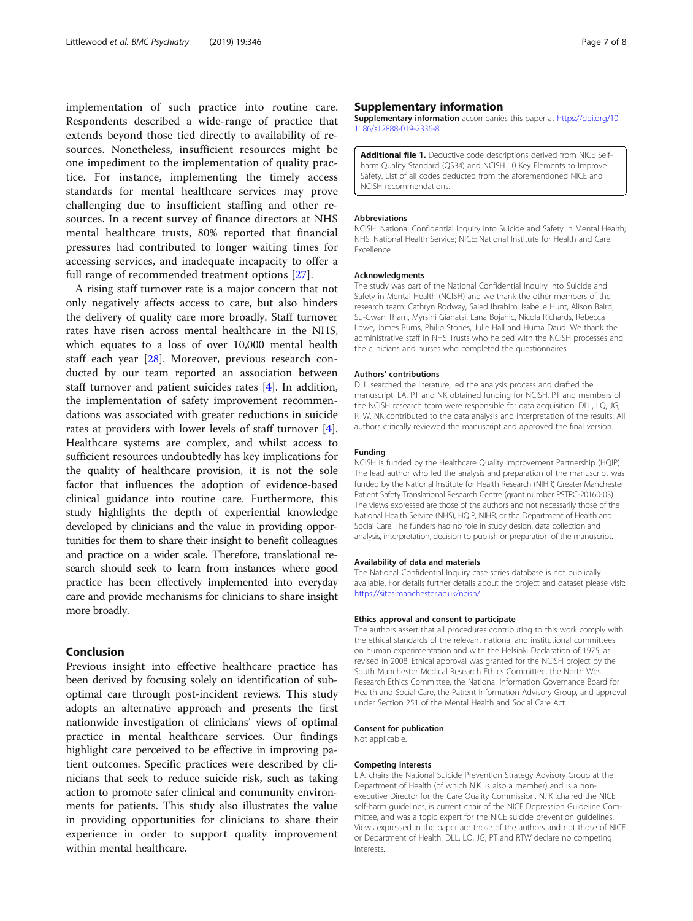implementation of such practice into routine care. Respondents described a wide-range of practice that extends beyond those tied directly to availability of resources. Nonetheless, insufficient resources might be one impediment to the implementation of quality practice. For instance, implementing the timely access standards for mental healthcare services may prove challenging due to insufficient staffing and other resources. In a recent survey of finance directors at NHS mental healthcare trusts, 80% reported that financial pressures had contributed to longer waiting times for accessing services, and inadequate incapacity to offer a full range of recommended treatment options [27].

A rising staff turnover rate is a major concern that not only negatively affects access to care, but also hinders the delivery of quality care more broadly. Staff turnover rates have risen across mental healthcare in the NHS, which equates to a loss of over 10,000 mental health staff each year [28]. Moreover, previous research conducted by our team reported an association between staff turnover and patient suicides rates [4]. In addition, the implementation of safety improvement recommendations was associated with greater reductions in suicide rates at providers with lower levels of staff turnover [4]. Healthcare systems are complex, and whilst access to sufficient resources undoubtedly has key implications for the quality of healthcare provision, it is not the sole factor that influences the adoption of evidence-based clinical guidance into routine care. Furthermore, this study highlights the depth of experiential knowledge developed by clinicians and the value in providing opportunities for them to share their insight to benefit colleagues and practice on a wider scale. Therefore, translational research should seek to learn from instances where good practice has been effectively implemented into everyday care and provide mechanisms for clinicians to share insight more broadly.

## Conclusion

Previous insight into effective healthcare practice has been derived by focusing solely on identification of sub-optimal care through post-incident reviews. This study adopts an alternative approach and presents the first nationwide investigation of clinicians' views of optimal practice in mental healthcare services. Our findings highlight care perceived to be effective in improving patient outcomes. Specific practices were described by clinicians that seek to reduce suicide risk, such as taking action to promote safer clinical and community environments for patients. This study also illustrates the value in providing opportunities for clinicians to share their experience in order to support quality improvement within mental healthcare.

## Supplementary information

**Supplementary information** accompanies this paper at https://doi.org/10.1186/s12888-019-2336-8.

**Additional file 1.** Deductive code descriptions derived from NICE Self-harm Quality Standard (QS34) and NCISH 10 Key Elements to Improve Safety. List of all codes deducted from the aforementioned NICE and NCISH recommendations.

### Abbreviations

NCISH: National Confidential Inquiry into Suicide and Safety in Mental Health; NHS: National Health Service; NICE: National Institute for Health and Care Excellence

### Acknowledgments

The study was part of the National Confidential Inquiry into Suicide and Safety in Mental Health (NCISH) and we thank the other members of the research team: Cathryn Rodway, Saied Ibrahim, Isabelle Hunt, Alison Baird, Su-Gwan Tham, Myrsini Gianatsi, Lana Bojanic, Nicola Richards, Rebecca Lowe, James Burns, Philip Stones, Julie Hall and Huma Daud. We thank the administrative staff in NHS Trusts who helped with the NCISH processes and the clinicians and nurses who completed the questionnaires.

### Authors' contributions

DLL searched the literature, led the analysis process and drafted the manuscript. LA, PT and NK obtained funding for NCISH. PT and members of the NCISH research team were responsible for data acquisition. DLL, LQ, JG, RTW, NK contributed to the data analysis and interpretation of the results. All authors critically reviewed the manuscript and approved the final version.

### Funding

NCISH is funded by the Healthcare Quality Improvement Partnership (HQIP). The lead author who led the analysis and preparation of the manuscript was funded by the National Institute for Health Research (NIHR) Greater Manchester Patient Safety Translational Research Centre (grant number PSTRC-20160-03). The views expressed are those of the authors and not necessarily those of the National Health Service (NHS), HQIP, NIHR, or the Department of Health and Social Care. The funders had no role in study design, data collection and analysis, interpretation, decision to publish or preparation of the manuscript.

### Availability of data and materials

The National Confidential Inquiry case series database is not publically available. For details further details about the project and dataset please visit: https://sites.manchester.ac.uk/ncish/

### Ethics approval and consent to participate

The authors assert that all procedures contributing to this work comply with the ethical standards of the relevant national and institutional committees on human experimentation and with the Helsinki Declaration of 1975, as revised in 2008. Ethical approval was granted for the NCISH project by the South Manchester Medical Research Ethics Committee, the North West Research Ethics Committee, the National Information Governance Board for Health and Social Care, the Patient Information Advisory Group, and approval under Section 251 of the Mental Health and Social Care Act.

### Consent for publication

Not applicable.

### Competing interests

L.A. chairs the National Suicide Prevention Strategy Advisory Group at the Department of Health (of which N.K. is also a member) and is a non-executive Director for the Care Quality Commission. N. K .chaired the NICE self-harm guidelines, is current chair of the NICE Depression Guideline Committee, and was a topic expert for the NICE suicide prevention guidelines. Views expressed in the paper are those of the authors and not those of NICE or Department of Health. DLL, LQ, JG, PT and RTW declare no competing interests.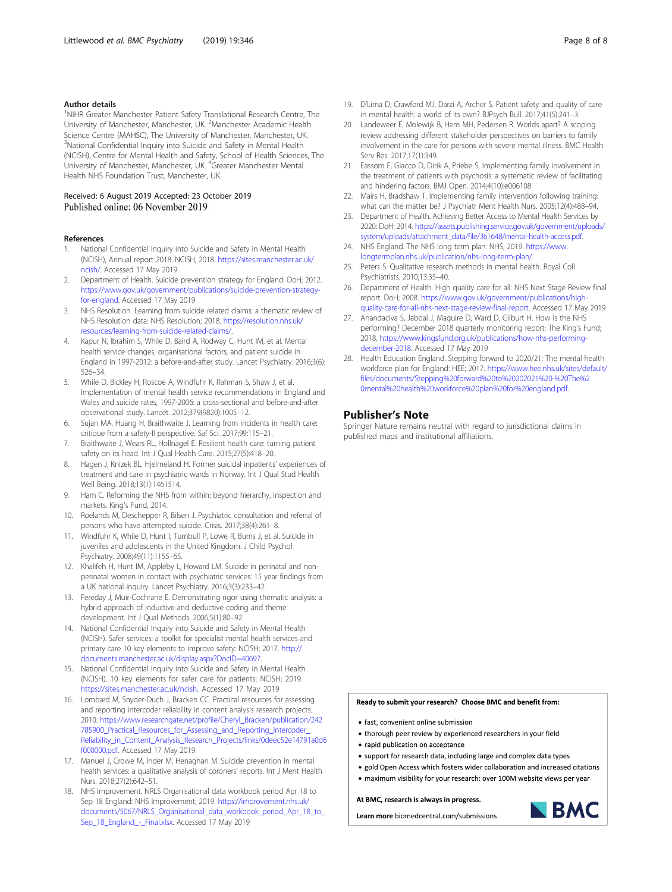#### Author details

[1]NIHR Greater Manchester Patient Safety Translational Research Centre, The University of Manchester, Manchester, UK. [2]Manchester Academic Health Science Centre (MAHSC), The University of Manchester, Manchester, UK. [3]National Confidential Inquiry into Suicide and Safety in Mental Health (NCISH), Centre for Mental Health and Safety, School of Health Sciences, The University of Manchester, Manchester, UK. [4]Greater Manchester Mental Health NHS Foundation Trust, Manchester, UK.

Received: 6 August 2019 Accepted: 23 October 2019
Published online: 06 November 2019

#### References

1. National Confidential Inquiry into Suicide and Safety in Mental Health (NCISH), Annual report 2018. NCISH, 2018. https://sites.manchester.ac.uk/ncish/. Accessed 17 May 2019.
2. Department of Health. Suicide prevention strategy for England: DoH; 2012. https://www.gov.uk/government/publications/suicide-prevention-strategy-for-england. Accessed 17 May 2019
3. NHS Resolution. Learning from suicide related claims: a thematic review of NHS Resolution data: NHS Resolution; 2018. https://resolution.nhs.uk/resources/learning-from-suicide-related-claims/.
4. Kapur N, Ibrahim S, While D, Baird A, Rodway C, Hunt IM, et al. Mental health service changes, organisational factors, and patient suicide in England in 1997-2012: a before-and-after study. Lancet Psychiatry. 2016;3(6):526–34.
5. While D, Bickley H, Roscoe A, Windfuhr K, Rahman S, Shaw J, et al. Implementation of mental health service recommendations in England and Wales and suicide rates, 1997-2006: a cross-sectional and before-and-after observational study. Lancet. 2012;379(9820):1005–12.
6. Sujan MA, Huang H, Braithwaite J. Learning from incidents in health care: critique from a safety-II perspective. Saf Sci. 2017;99:115–21.
7. Braithwaite J, Wears RL, Hollnagel E. Resilient health care: turning patient safety on its head. Int J Qual Health Care. 2015;27(5):418–20.
8. Hagen J, Knizek BL, Hjelmeland H. Former suicidal inpatients' experiences of treatment and care in psychiatric wards in Norway. Int J Qual Stud Health Well Being. 2018;13(1):1461514.
9. Ham C. Reforming the NHS from within: beyond hierarchy, inspection and markets. King's Fund, 2014.
10. Roelands M, Deschepper R, Bilsen J. Psychiatric consultation and referral of persons who have attempted suicide. Crisis. 2017;38(4):261–8.
11. Windfuhr K, While D, Hunt I, Turnbull P, Lowe R, Burns J, et al. Suicide in juveniles and adolescents in the United Kingdom. J Child Psychol Psychiatry. 2008;49(11):1155–65.
12. Khalifeh H, Hunt IM, Appleby L, Howard LM. Suicide in perinatal and non-perinatal women in contact with psychiatric services: 15 year findings from a UK national inquiry. Lancet Psychiatry. 2016;3(3):233–42.
13. Fereday J, Muir-Cochrane E. Demonstrating rigor using thematic analysis: a hybrid approach of inductive and deductive coding and theme development. Int J Qual Methods. 2006;5(1):80–92.
14. National Confidential Inquiry into Suicide and Safety in Mental Health (NCISH). Safer services: a toolkit for specialist mental health services and primary care 10 key elements to improve safety: NCISH; 2017. http://documents.manchester.ac.uk/display.aspx?DocID=40697.
15. National Confidential Inquiry into Suicide and Safety in Mental Health (NCISH). 10 key elements for safer care for patients: NCISH; 2019. https://sites.manchester.ac.uk/ncish. Accessed 17 May 2019
16. Lombard M, Snyder-Duch J, Bracken CC. Practical resources for assessing and reporting intercoder reliability in content analysis research projects. 2010. https://www.researchgate.net/profile/Cheryl_Bracken/publication/242785900_Practical_Resources_for_Assessing_and_Reporting_Intercoder_Reliability_in_Content_Analysis_Research_Projects/links/0deec52e14791a0d6f000000.pdf. Accessed 17 May 2019.
17. Manuel J, Crowe M, Inder M, Henaghan M. Suicide prevention in mental health services: a qualitative analysis of coroners' reports. Int J Ment Health Nurs. 2018;27(2):642–51.
18. NHS Improvement. NRLS Organisational data workbook period Apr 18 to Sep 18 England: NHS Improvement; 2019. https://improvement.nhs.uk/documents/5067/NRLS_Organisational_data_workbook_period_Apr_18_to_Sep_18_England_-_Final.xlsx. Accessed 17 May 2019
19. D'Lima D, Crawford MJ, Darzi A, Archer S. Patient safety and quality of care in mental health: a world of its own? BJPsych Bull. 2017;41(5):241–3.
20. Landeweer E, Molewijk B, Hem MH, Pedersen R. Worlds apart? A scoping review addressing different stakeholder perspectives on barriers to family involvement in the care for persons with severe mental illness. BMC Health Serv Res. 2017;17(1):349.
21. Eassom E, Giacco D, Dirik A, Priebe S. Implementing family involvement in the treatment of patients with psychosis: a systematic review of facilitating and hindering factors. BMJ Open. 2014;4(10):e006108.
22. Mairs H, Bradshaw T. Implementing family intervention following training: what can the matter be? J Psychiatr Ment Health Nurs. 2005;12(4):488–94.
23. Department of Health. Achieving Better Access to Mental Health Services by 2020: DoH; 2014. https://assets.publishing.service.gov.uk/government/uploads/system/uploads/attachment_data/file/361648/mental-health-access.pdf.
24. NHS England. The NHS long term plan: NHS; 2019. https://www.longtermplan.nhs.uk/publication/nhs-long-term-plan/.
25. Peters S. Qualitative research methods in mental health. Royal Coll Psychiatrists. 2010;13:35–40.
26. Department of Health. High quality care for all: NHS Next Stage Review final report: DoH; 2008. https://www.gov.uk/government/publications/high-quality-care-for-all-nhs-next-stage-review-final-report. Accessed 17 May 2019
27. Anandaciva S, Jabbal J, Maguire D, Ward D, Gilburt H. How is the NHS performing? December 2018 quarterly monitoring report: The King's Fund; 2018. https://www.kingsfund.org.uk/publications/how-nhs-performing-december-2018. Accessed 17 May 2019
28. Health Education England. Stepping forward to 2020/21: The mental health workforce plan for England: HEE; 2017. https://www.hee.nhs.uk/sites/default/files/documents/Stepping%20forward%20to%20202021%20-%20The%20mental%20health%20workforce%20plan%20for%20england.pdf.

## Publisher's Note

Springer Nature remains neutral with regard to jurisdictional claims in published maps and institutional affiliations.

**Ready to submit your research? Choose BMC and benefit from:**

- fast, convenient online submission
- thorough peer review by experienced researchers in your field
- rapid publication on acceptance
- support for research data, including large and complex data types
- gold Open Access which fosters wider collaboration and increased citations
- maximum visibility for your research: over 100M website views per year

**At BMC, research is always in progress.**

**Learn more** biomedcentral.com/submissions

BMC